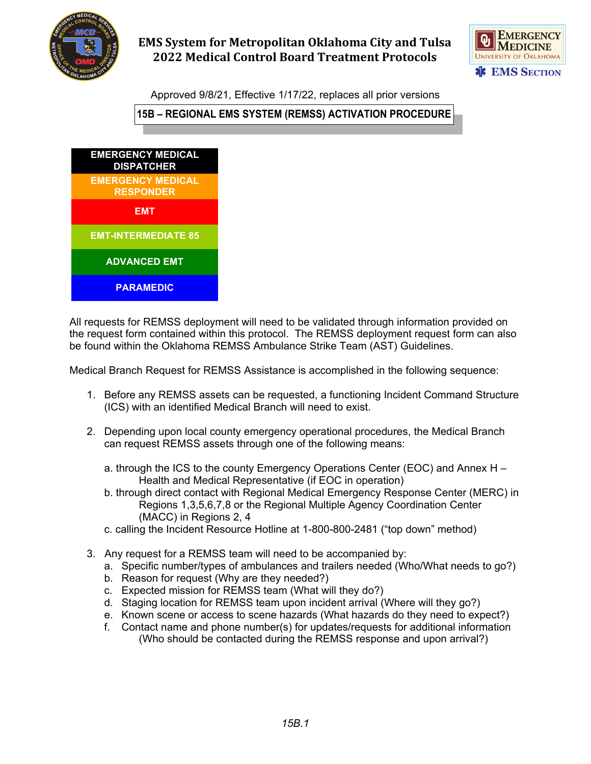# EMS System for Metropolitan Oklahoma City and Tulsa
# 2022 Medical Control Board Treatment Protocols

Approved 9/8/21, Effective 1/17/22, replaces all prior versions

## 15B – REGIONAL EMS SYSTEM (REMSS) ACTIVATION PROCEDURE

| EMERGENCY MEDICAL DISPATCHER |
|---|
| EMERGENCY MEDICAL RESPONDER |
| EMT |
| EMT-INTERMEDIATE 85 |
| ADVANCED EMT |
| PARAMEDIC |

All requests for REMSS deployment will need to be validated through information provided on the request form contained within this protocol. The REMSS deployment request form can also be found within the Oklahoma REMSS Ambulance Strike Team (AST) Guidelines.

Medical Branch Request for REMSS Assistance is accomplished in the following sequence:

1. Before any REMSS assets can be requested, a functioning Incident Command Structure (ICS) with an identified Medical Branch will need to exist.

2. Depending upon local county emergency operational procedures, the Medical Branch can request REMSS assets through one of the following means:

   a. through the ICS to the county Emergency Operations Center (EOC) and Annex H – Health and Medical Representative (if EOC in operation)
   b. through direct contact with Regional Medical Emergency Response Center (MERC) in Regions 1,3,5,6,7,8 or the Regional Multiple Agency Coordination Center (MACC) in Regions 2, 4
   c. calling the Incident Resource Hotline at 1-800-800-2481 ("top down" method)

3. Any request for a REMSS team will need to be accompanied by:
   a. Specific number/types of ambulances and trailers needed (Who/What needs to go?)
   b. Reason for request (Why are they needed?)
   c. Expected mission for REMSS team (What will they do?)
   d. Staging location for REMSS team upon incident arrival (Where will they go?)
   e. Known scene or access to scene hazards (What hazards do they need to expect?)
   f. Contact name and phone number(s) for updates/requests for additional information (Who should be contacted during the REMSS response and upon arrival?)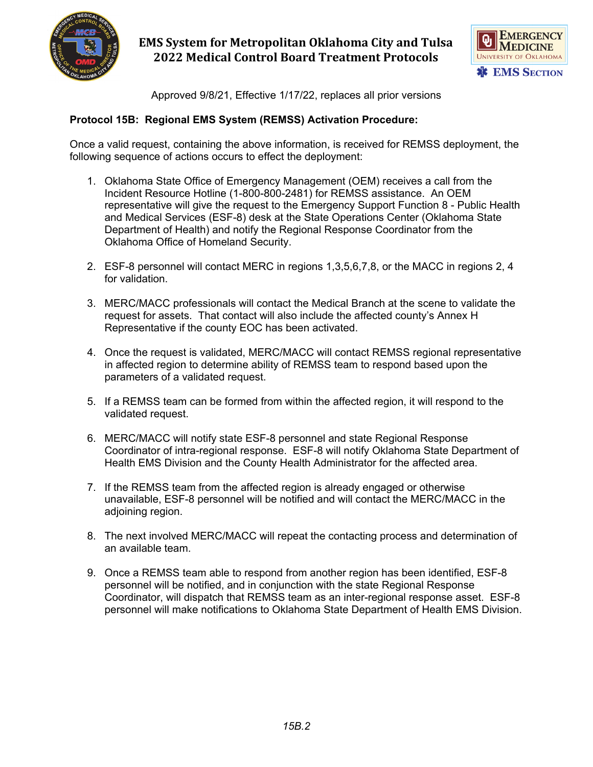Approved 9/8/21, Effective 1/17/22, replaces all prior versions

**Protocol 15B: Regional EMS System (REMSS) Activation Procedure:**

Once a valid request, containing the above information, is received for REMSS deployment, the following sequence of actions occurs to effect the deployment:

1. Oklahoma State Office of Emergency Management (OEM) receives a call from the Incident Resource Hotline (1-800-800-2481) for REMSS assistance. An OEM representative will give the request to the Emergency Support Function 8 - Public Health and Medical Services (ESF-8) desk at the State Operations Center (Oklahoma State Department of Health) and notify the Regional Response Coordinator from the Oklahoma Office of Homeland Security.

2. ESF-8 personnel will contact MERC in regions 1,3,5,6,7,8, or the MACC in regions 2, 4 for validation.

3. MERC/MACC professionals will contact the Medical Branch at the scene to validate the request for assets. That contact will also include the affected county's Annex H Representative if the county EOC has been activated.

4. Once the request is validated, MERC/MACC will contact REMSS regional representative in affected region to determine ability of REMSS team to respond based upon the parameters of a validated request.

5. If a REMSS team can be formed from within the affected region, it will respond to the validated request.

6. MERC/MACC will notify state ESF-8 personnel and state Regional Response Coordinator of intra-regional response. ESF-8 will notify Oklahoma State Department of Health EMS Division and the County Health Administrator for the affected area.

7. If the REMSS team from the affected region is already engaged or otherwise unavailable, ESF-8 personnel will be notified and will contact the MERC/MACC in the adjoining region.

8. The next involved MERC/MACC will repeat the contacting process and determination of an available team.

9. Once a REMSS team able to respond from another region has been identified, ESF-8 personnel will be notified, and in conjunction with the state Regional Response Coordinator, will dispatch that REMSS team as an inter-regional response asset. ESF-8 personnel will make notifications to Oklahoma State Department of Health EMS Division.